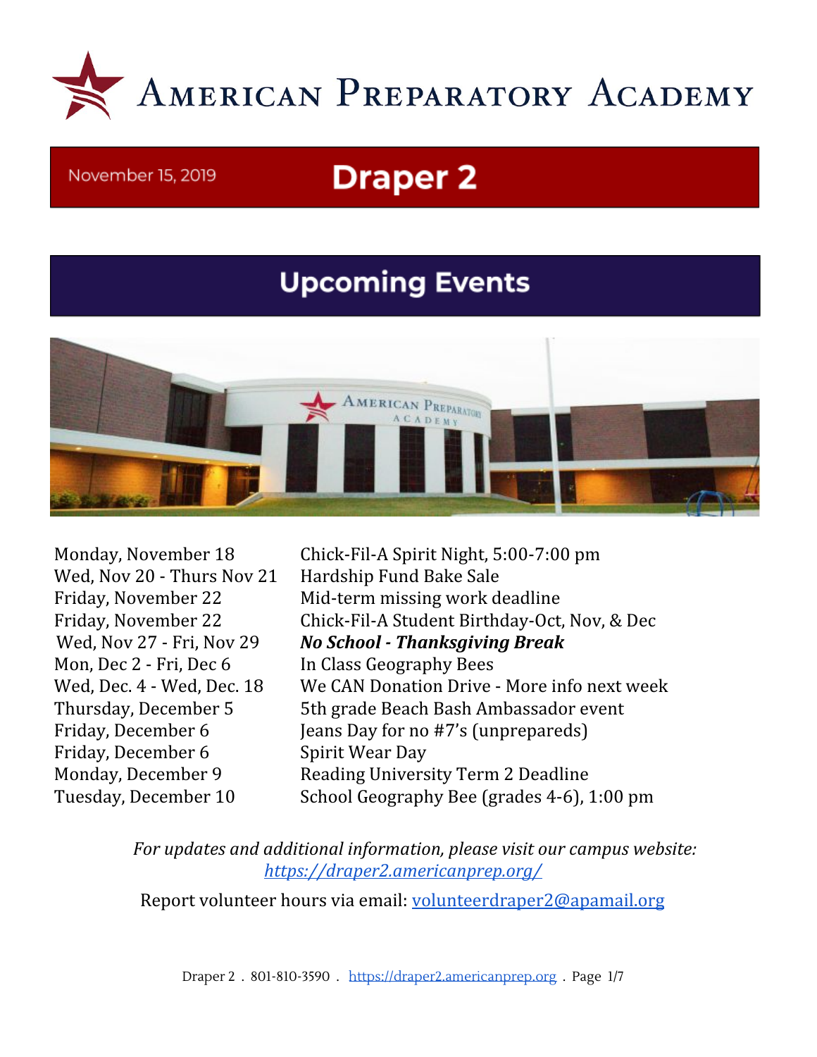# American Preparatory Academy

November 15, 2019

## Draper 2

## Upcoming Events

| | |
|---|---|
| Monday, November 18 | Chick-Fil-A Spirit Night, 5:00-7:00 pm |
| Wed, Nov 20 - Thurs Nov 21 | Hardship Fund Bake Sale |
| Friday, November 22 | Mid-term missing work deadline |
| Friday, November 22 | Chick-Fil-A Student Birthday-Oct, Nov, & Dec |
| Wed, Nov 27 - Fri, Nov 29 | ***No School - Thanksgiving Break*** |
| Mon, Dec 2 - Fri, Dec 6 | In Class Geography Bees |
| Wed, Dec. 4 - Wed, Dec. 18 | We CAN Donation Drive - More info next week |
| Thursday, December 5 | 5th grade Beach Bash Ambassador event |
| Friday, December 6 | Jeans Day for no #7's (unprepareds) |
| Friday, December 6 | Spirit Wear Day |
| Monday, December 9 | Reading University Term 2 Deadline |
| Tuesday, December 10 | School Geography Bee (grades 4-6), 1:00 pm |

*For updates and additional information, please visit our campus website:*
*https://draper2.americanprep.org/*

Report volunteer hours via email: volunteerdraper2@apamail.org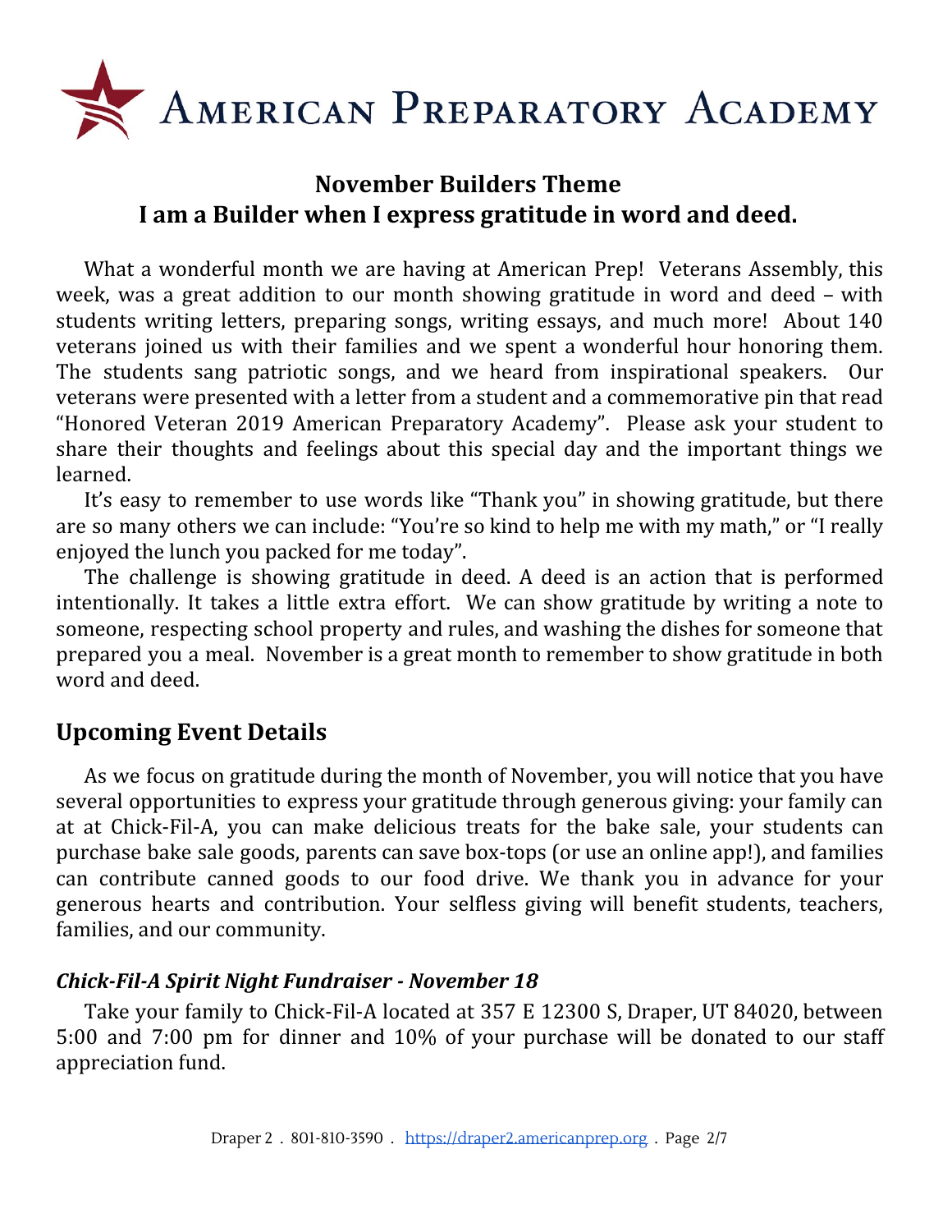# American Preparatory Academy

## November Builders Theme
## I am a Builder when I express gratitude in word and deed.

What a wonderful month we are having at American Prep! Veterans Assembly, this week, was a great addition to our month showing gratitude in word and deed – with students writing letters, preparing songs, writing essays, and much more! About 140 veterans joined us with their families and we spent a wonderful hour honoring them. The students sang patriotic songs, and we heard from inspirational speakers. Our veterans were presented with a letter from a student and a commemorative pin that read "Honored Veteran 2019 American Preparatory Academy". Please ask your student to share their thoughts and feelings about this special day and the important things we learned.

It's easy to remember to use words like "Thank you" in showing gratitude, but there are so many others we can include: "You're so kind to help me with my math," or "I really enjoyed the lunch you packed for me today".

The challenge is showing gratitude in deed. A deed is an action that is performed intentionally. It takes a little extra effort. We can show gratitude by writing a note to someone, respecting school property and rules, and washing the dishes for someone that prepared you a meal. November is a great month to remember to show gratitude in both word and deed.

## Upcoming Event Details

As we focus on gratitude during the month of November, you will notice that you have several opportunities to express your gratitude through generous giving: your family can at at Chick-Fil-A, you can make delicious treats for the bake sale, your students can purchase bake sale goods, parents can save box-tops (or use an online app!), and families can contribute canned goods to our food drive. We thank you in advance for your generous hearts and contribution. Your selfless giving will benefit students, teachers, families, and our community.

### *Chick-Fil-A Spirit Night Fundraiser - November 18*

Take your family to Chick-Fil-A located at 357 E 12300 S, Draper, UT 84020, between 5:00 and 7:00 pm for dinner and 10% of your purchase will be donated to our staff appreciation fund.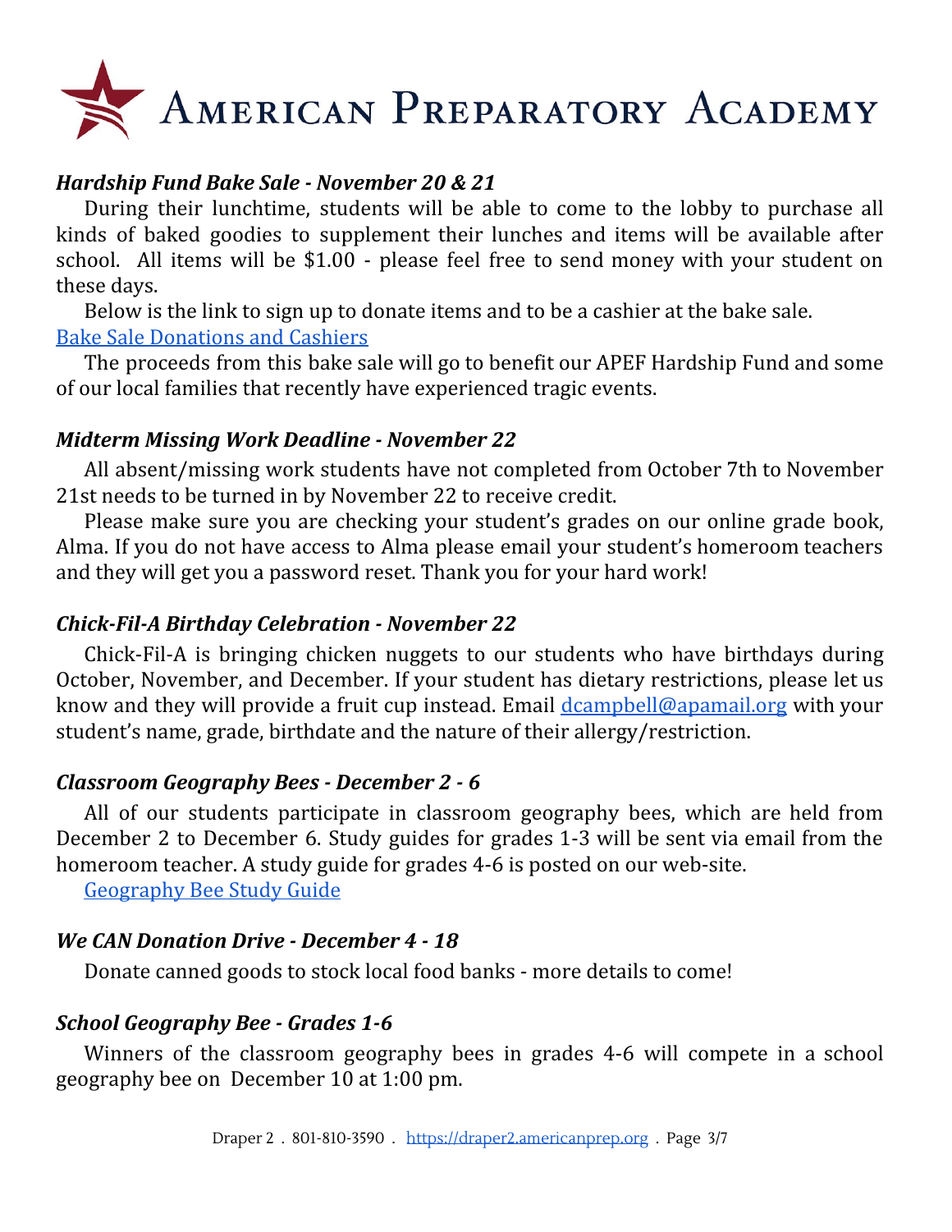# American Preparatory Academy

***Hardship Fund Bake Sale - November 20 & 21***

During their lunchtime, students will be able to come to the lobby to purchase all kinds of baked goodies to supplement their lunches and items will be available after school. All items will be $1.00 - please feel free to send money with your student on these days.

Below is the link to sign up to donate items and to be a cashier at the bake sale.
[Bake Sale Donations and Cashiers]()

The proceeds from this bake sale will go to benefit our APEF Hardship Fund and some of our local families that recently have experienced tragic events.

***Midterm Missing Work Deadline - November 22***

All absent/missing work students have not completed from October 7th to November 21st needs to be turned in by November 22 to receive credit.

Please make sure you are checking your student's grades on our online grade book, Alma. If you do not have access to Alma please email your student's homeroom teachers and they will get you a password reset. Thank you for your hard work!

***Chick-Fil-A Birthday Celebration - November 22***

Chick-Fil-A is bringing chicken nuggets to our students who have birthdays during October, November, and December. If your student has dietary restrictions, please let us know and they will provide a fruit cup instead. Email [dcampbell@apamail.org](mailto:dcampbell@apamail.org) with your student's name, grade, birthdate and the nature of their allergy/restriction.

***Classroom Geography Bees - December 2 - 6***

All of our students participate in classroom geography bees, which are held from December 2 to December 6. Study guides for grades 1-3 will be sent via email from the homeroom teacher. A study guide for grades 4-6 is posted on our web-site.

[Geography Bee Study Guide]()

***We CAN Donation Drive - December 4 - 18***

Donate canned goods to stock local food banks - more details to come!

***School Geography Bee - Grades 1-6***

Winners of the classroom geography bees in grades 4-6 will compete in a school geography bee on December 10 at 1:00 pm.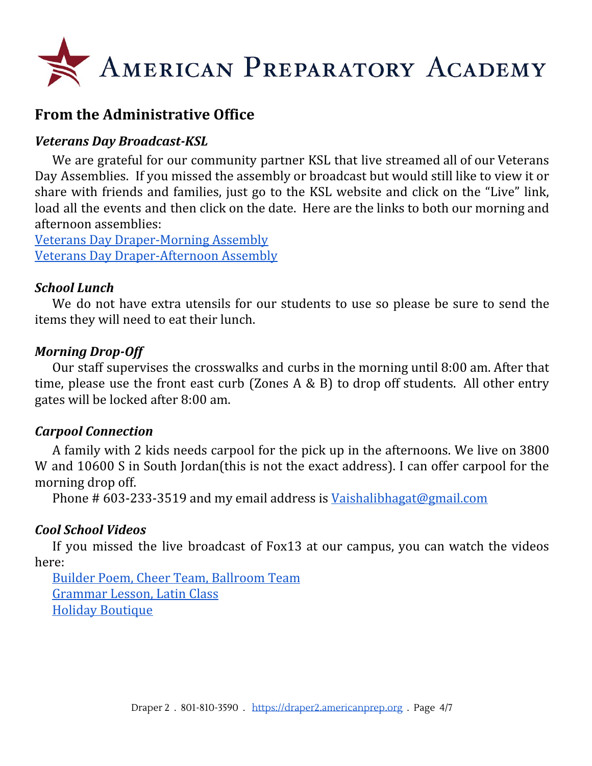# American Preparatory Academy

## From the Administrative Office

### *Veterans Day Broadcast-KSL*

We are grateful for our community partner KSL that live streamed all of our Veterans Day Assemblies. If you missed the assembly or broadcast but would still like to view it or share with friends and families, just go to the KSL website and click on the "Live" link, load all the events and then click on the date. Here are the links to both our morning and afternoon assemblies:

Veterans Day Draper-Morning Assembly
Veterans Day Draper-Afternoon Assembly

### *School Lunch*

We do not have extra utensils for our students to use so please be sure to send the items they will need to eat their lunch.

### *Morning Drop-Off*

Our staff supervises the crosswalks and curbs in the morning until 8:00 am. After that time, please use the front east curb (Zones A & B) to drop off students. All other entry gates will be locked after 8:00 am.

### *Carpool Connection*

A family with 2 kids needs carpool for the pick up in the afternoons. We live on 3800 W and 10600 S in South Jordan(this is not the exact address). I can offer carpool for the morning drop off.

Phone # 603-233-3519 and my email address is Vaishalibhagat@gmail.com

### *Cool School Videos*

If you missed the live broadcast of Fox13 at our campus, you can watch the videos here:

Builder Poem, Cheer Team, Ballroom Team
Grammar Lesson, Latin Class
Holiday Boutique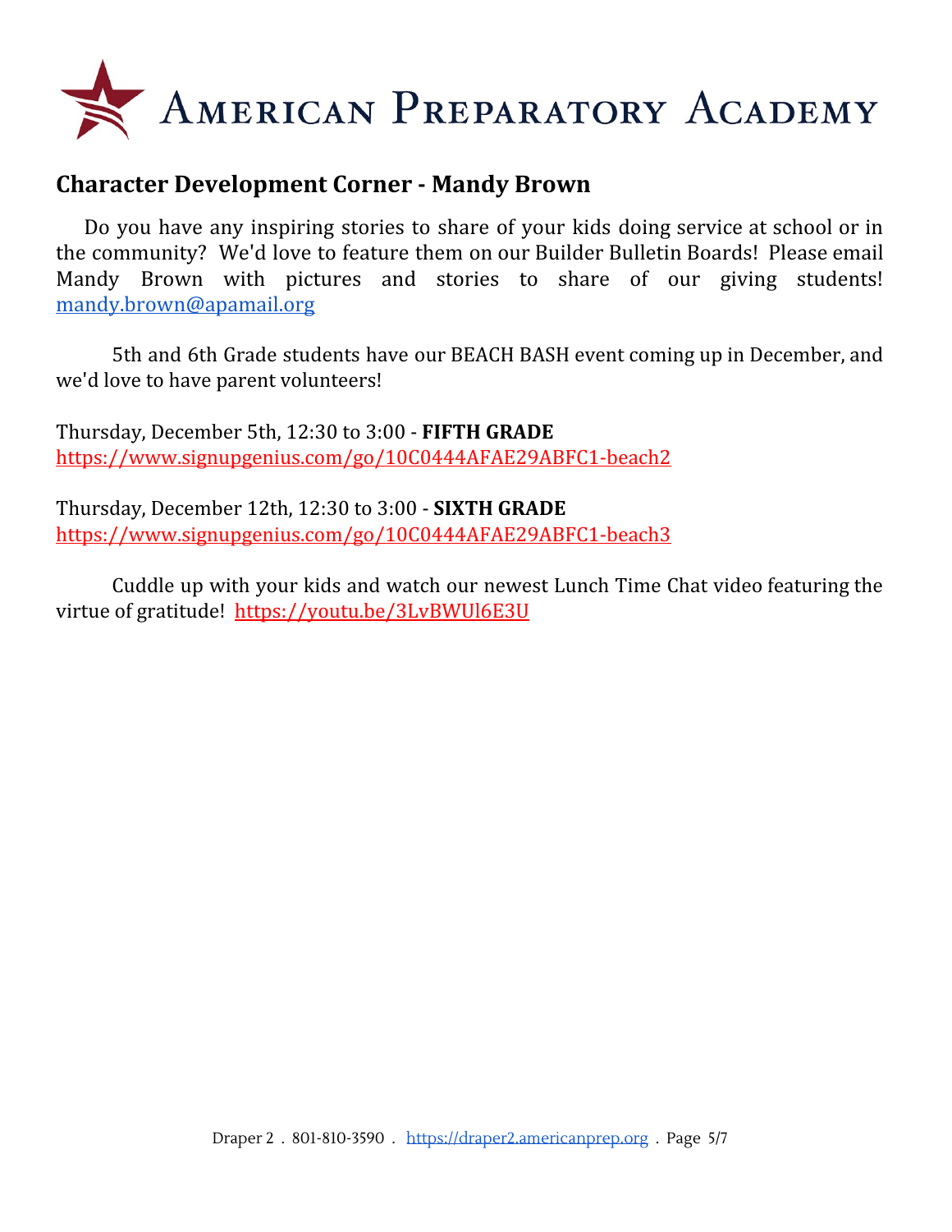AMERICAN PREPARATORY ACADEMY

## Character Development Corner - Mandy Brown

Do you have any inspiring stories to share of your kids doing service at school or in the community? We'd love to feature them on our Builder Bulletin Boards! Please email Mandy Brown with pictures and stories to share of our giving students! mandy.brown@apamail.org

5th and 6th Grade students have our BEACH BASH event coming up in December, and we'd love to have parent volunteers!

Thursday, December 5th, 12:30 to 3:00 - **FIFTH GRADE**
https://www.signupgenius.com/go/10C0444AFAE29ABFC1-beach2

Thursday, December 12th, 12:30 to 3:00 - **SIXTH GRADE**
https://www.signupgenius.com/go/10C0444AFAE29ABFC1-beach3

Cuddle up with your kids and watch our newest Lunch Time Chat video featuring the virtue of gratitude! https://youtu.be/3LvBWUl6E3U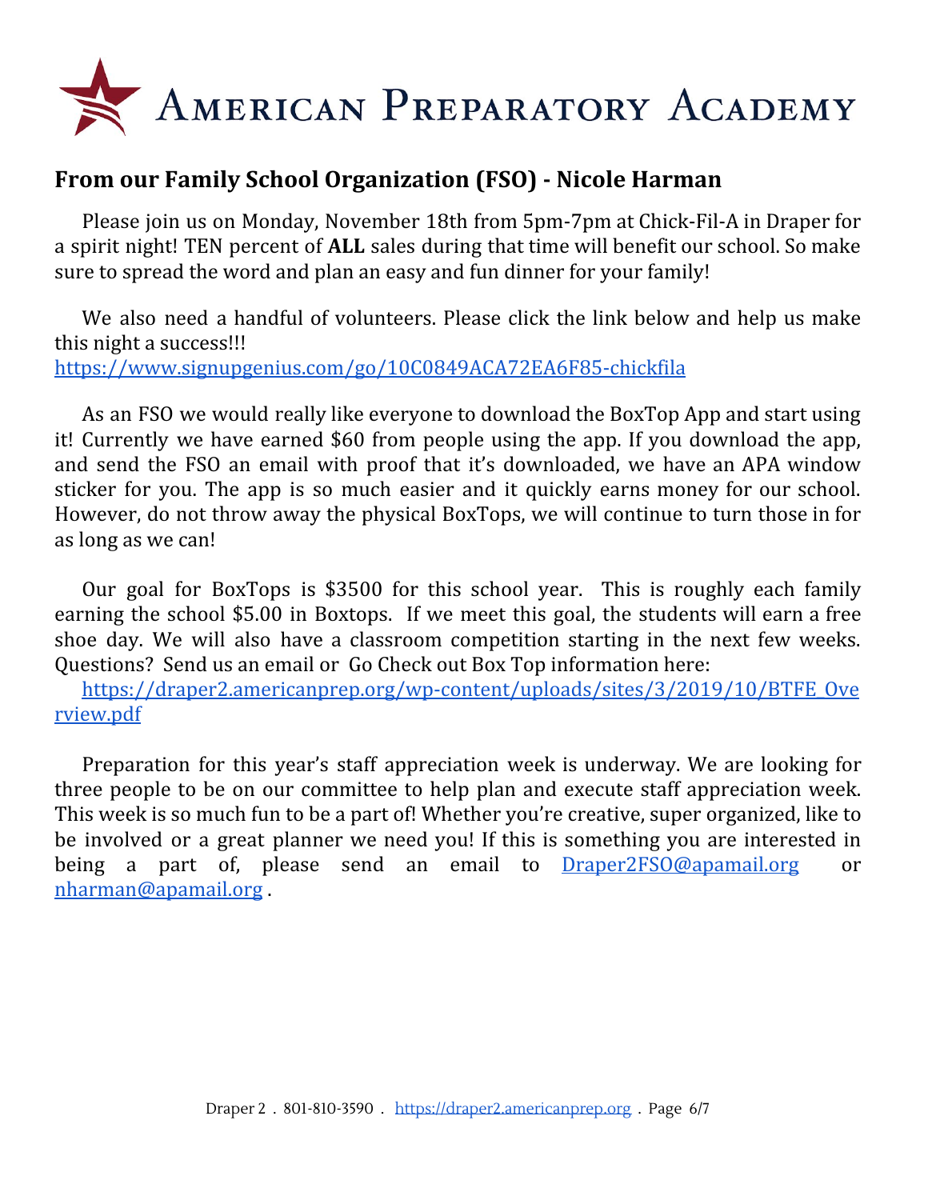# American Preparatory Academy

## From our Family School Organization (FSO) - Nicole Harman

Please join us on Monday, November 18th from 5pm-7pm at Chick-Fil-A in Draper for a spirit night! TEN percent of **ALL** sales during that time will benefit our school. So make sure to spread the word and plan an easy and fun dinner for your family!

We also need a handful of volunteers. Please click the link below and help us make this night a success!!!
https://www.signupgenius.com/go/10C0849ACA72EA6F85-chickfila

As an FSO we would really like everyone to download the BoxTop App and start using it! Currently we have earned $60 from people using the app. If you download the app, and send the FSO an email with proof that it's downloaded, we have an APA window sticker for you. The app is so much easier and it quickly earns money for our school. However, do not throw away the physical BoxTops, we will continue to turn those in for as long as we can!

Our goal for BoxTops is $3500 for this school year. This is roughly each family earning the school $5.00 in Boxtops. If we meet this goal, the students will earn a free shoe day. We will also have a classroom competition starting in the next few weeks. Questions? Send us an email or Go Check out Box Top information here:
https://draper2.americanprep.org/wp-content/uploads/sites/3/2019/10/BTFE_Overview.pdf

Preparation for this year's staff appreciation week is underway. We are looking for three people to be on our committee to help plan and execute staff appreciation week. This week is so much fun to be a part of! Whether you're creative, super organized, like to be involved or a great planner we need you! If this is something you are interested in being a part of, please send an email to Draper2FSO@apamail.org or nharman@apamail.org .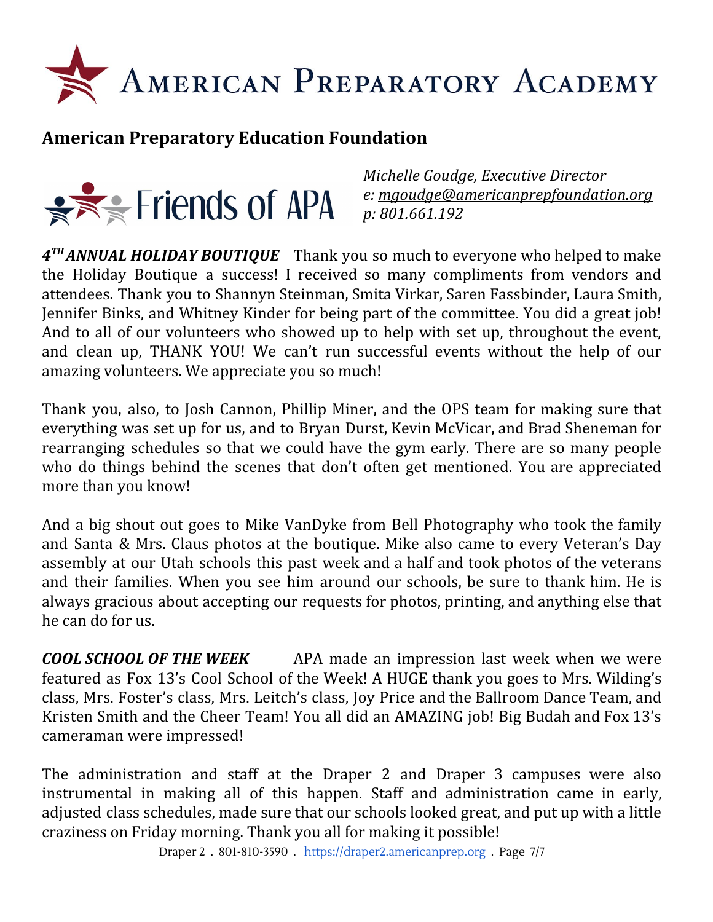# American Preparatory Academy

## American Preparatory Education Foundation

Friends of APA

*Michelle Goudge, Executive Director*
*e: mgoudge@americanprepfoundation.org*
*p: 801.661.192*

***4TH ANNUAL HOLIDAY BOUTIQUE*** Thank you so much to everyone who helped to make the Holiday Boutique a success! I received so many compliments from vendors and attendees. Thank you to Shannyn Steinman, Smita Virkar, Saren Fassbinder, Laura Smith, Jennifer Binks, and Whitney Kinder for being part of the committee. You did a great job! And to all of our volunteers who showed up to help with set up, throughout the event, and clean up, THANK YOU! We can't run successful events without the help of our amazing volunteers. We appreciate you so much!

Thank you, also, to Josh Cannon, Phillip Miner, and the OPS team for making sure that everything was set up for us, and to Bryan Durst, Kevin McVicar, and Brad Sheneman for rearranging schedules so that we could have the gym early. There are so many people who do things behind the scenes that don't often get mentioned. You are appreciated more than you know!

And a big shout out goes to Mike VanDyke from Bell Photography who took the family and Santa & Mrs. Claus photos at the boutique. Mike also came to every Veteran's Day assembly at our Utah schools this past week and a half and took photos of the veterans and their families. When you see him around our schools, be sure to thank him. He is always gracious about accepting our requests for photos, printing, and anything else that he can do for us.

***COOL SCHOOL OF THE WEEK*** APA made an impression last week when we were featured as Fox 13's Cool School of the Week! A HUGE thank you goes to Mrs. Wilding's class, Mrs. Foster's class, Mrs. Leitch's class, Joy Price and the Ballroom Dance Team, and Kristen Smith and the Cheer Team! You all did an AMAZING job! Big Budah and Fox 13's cameraman were impressed!

The administration and staff at the Draper 2 and Draper 3 campuses were also instrumental in making all of this happen. Staff and administration came in early, adjusted class schedules, made sure that our schools looked great, and put up with a little craziness on Friday morning. Thank you all for making it possible!